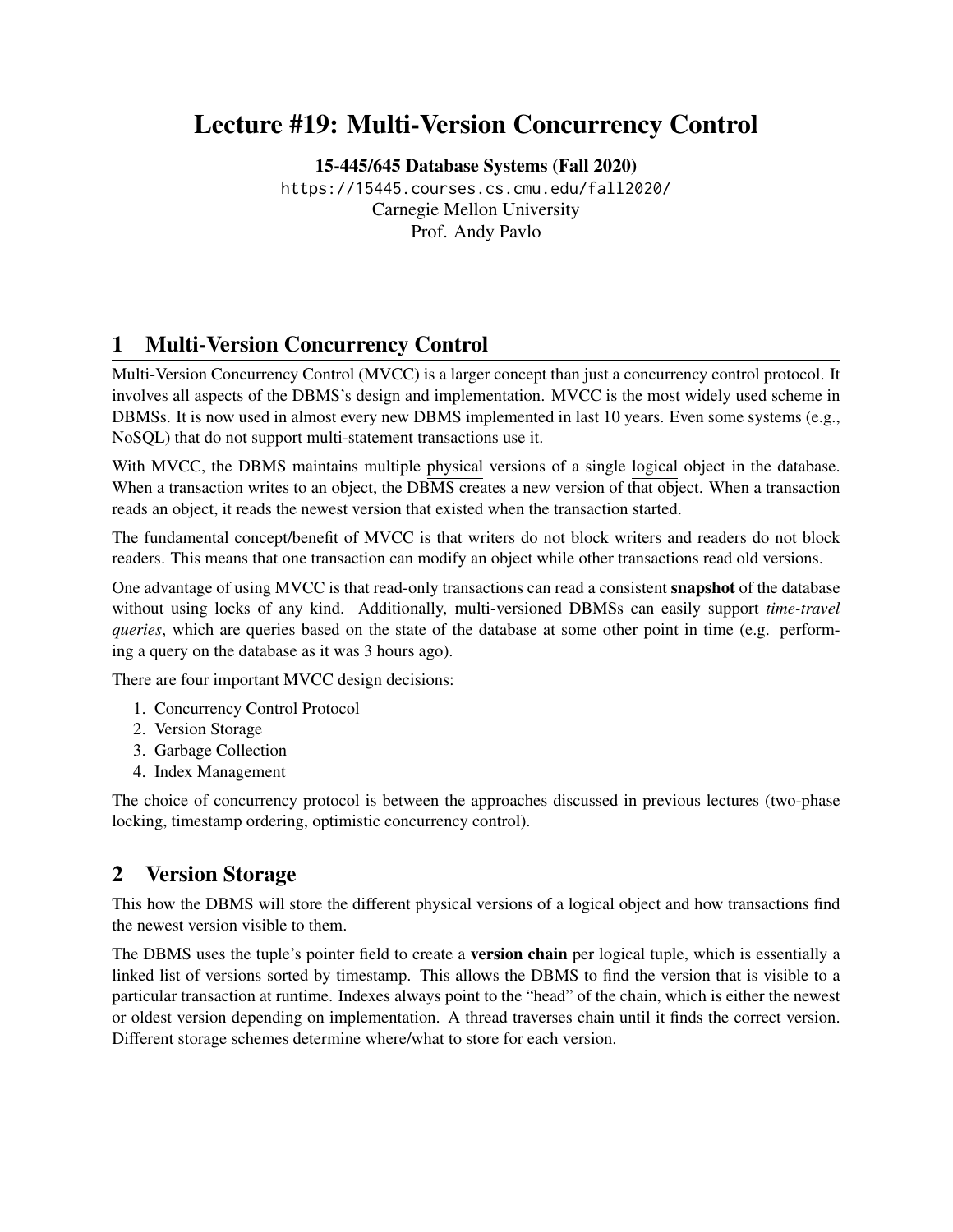# Lecture #19: Multi-Version Concurrency Control

**15-445/645 Database Systems (Fall 2020)**

https://15445.courses.cs.cmu.edu/fall2020/

Carnegie Mellon University

Prof. Andy Pavlo

## 1 Multi-Version Concurrency Control

Multi-Version Concurrency Control (MVCC) is a larger concept than just a concurrency control protocol. It involves all aspects of the DBMS's design and implementation. MVCC is the most widely used scheme in DBMSs. It is now used in almost every new DBMS implemented in last 10 years. Even some systems (e.g., NoSQL) that do not support multi-statement transactions use it.

With MVCC, the DBMS maintains multiple physical versions of a single logical object in the database. When a transaction writes to an object, the DBMS creates a new version of that object. When a transaction reads an object, it reads the newest version that existed when the transaction started.

The fundamental concept/benefit of MVCC is that writers do not block writers and readers do not block readers. This means that one transaction can modify an object while other transactions read old versions.

One advantage of using MVCC is that read-only transactions can read a consistent **snapshot** of the database without using locks of any kind. Additionally, multi-versioned DBMSs can easily support *time-travel queries*, which are queries based on the state of the database at some other point in time (e.g. performing a query on the database as it was 3 hours ago).

There are four important MVCC design decisions:

1. Concurrency Control Protocol
2. Version Storage
3. Garbage Collection
4. Index Management

The choice of concurrency protocol is between the approaches discussed in previous lectures (two-phase locking, timestamp ordering, optimistic concurrency control).

## 2 Version Storage

This how the DBMS will store the different physical versions of a logical object and how transactions find the newest version visible to them.

The DBMS uses the tuple's pointer field to create a **version chain** per logical tuple, which is essentially a linked list of versions sorted by timestamp. This allows the DBMS to find the version that is visible to a particular transaction at runtime. Indexes always point to the "head" of the chain, which is either the newest or oldest version depending on implementation. A thread traverses chain until it finds the correct version. Different storage schemes determine where/what to store for each version.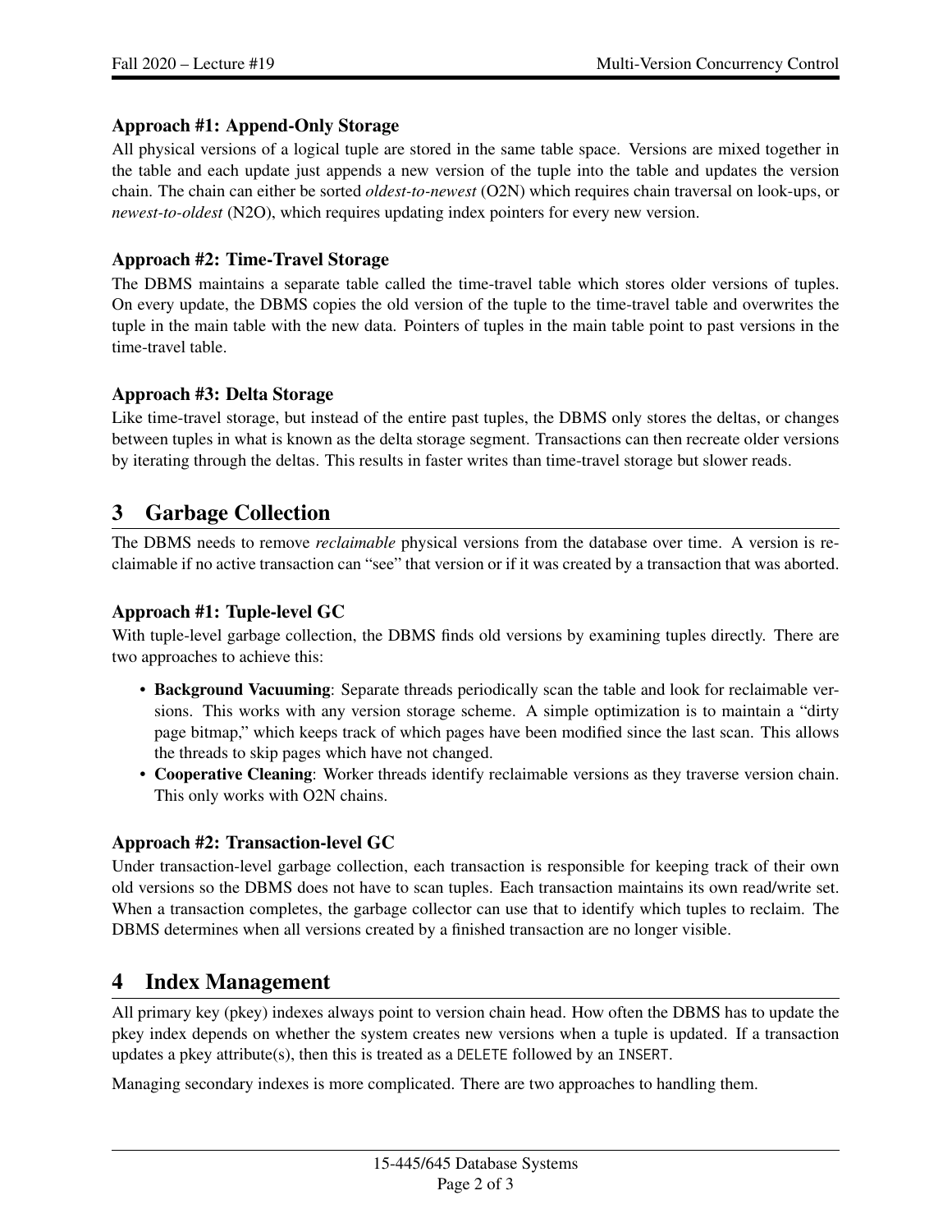### Approach #1: Append-Only Storage

All physical versions of a logical tuple are stored in the same table space. Versions are mixed together in the table and each update just appends a new version of the tuple into the table and updates the version chain. The chain can either be sorted *oldest-to-newest* (O2N) which requires chain traversal on look-ups, or *newest-to-oldest* (N2O), which requires updating index pointers for every new version.

### Approach #2: Time-Travel Storage

The DBMS maintains a separate table called the time-travel table which stores older versions of tuples. On every update, the DBMS copies the old version of the tuple to the time-travel table and overwrites the tuple in the main table with the new data. Pointers of tuples in the main table point to past versions in the time-travel table.

### Approach #3: Delta Storage

Like time-travel storage, but instead of the entire past tuples, the DBMS only stores the deltas, or changes between tuples in what is known as the delta storage segment. Transactions can then recreate older versions by iterating through the deltas. This results in faster writes than time-travel storage but slower reads.

## 3 Garbage Collection

The DBMS needs to remove *reclaimable* physical versions from the database over time. A version is reclaimable if no active transaction can "see" that version or if it was created by a transaction that was aborted.

### Approach #1: Tuple-level GC

With tuple-level garbage collection, the DBMS finds old versions by examining tuples directly. There are two approaches to achieve this:

- **Background Vacuuming**: Separate threads periodically scan the table and look for reclaimable versions. This works with any version storage scheme. A simple optimization is to maintain a "dirty page bitmap," which keeps track of which pages have been modified since the last scan. This allows the threads to skip pages which have not changed.
- **Cooperative Cleaning**: Worker threads identify reclaimable versions as they traverse version chain. This only works with O2N chains.

### Approach #2: Transaction-level GC

Under transaction-level garbage collection, each transaction is responsible for keeping track of their own old versions so the DBMS does not have to scan tuples. Each transaction maintains its own read/write set. When a transaction completes, the garbage collector can use that to identify which tuples to reclaim. The DBMS determines when all versions created by a finished transaction are no longer visible.

## 4 Index Management

All primary key (pkey) indexes always point to version chain head. How often the DBMS has to update the pkey index depends on whether the system creates new versions when a tuple is updated. If a transaction updates a pkey attribute(s), then this is treated as a `DELETE` followed by an `INSERT`.

Managing secondary indexes is more complicated. There are two approaches to handling them.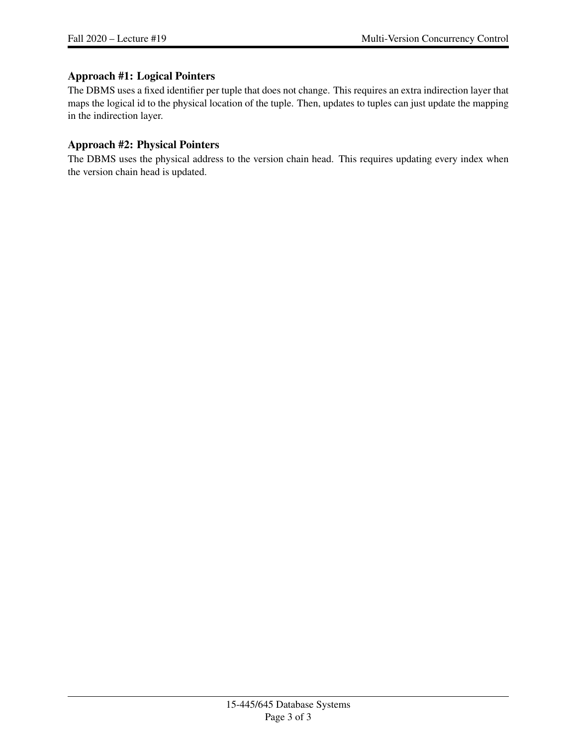### Approach #1: Logical Pointers

The DBMS uses a fixed identifier per tuple that does not change. This requires an extra indirection layer that maps the logical id to the physical location of the tuple. Then, updates to tuples can just update the mapping in the indirection layer.

### Approach #2: Physical Pointers

The DBMS uses the physical address to the version chain head. This requires updating every index when the version chain head is updated.